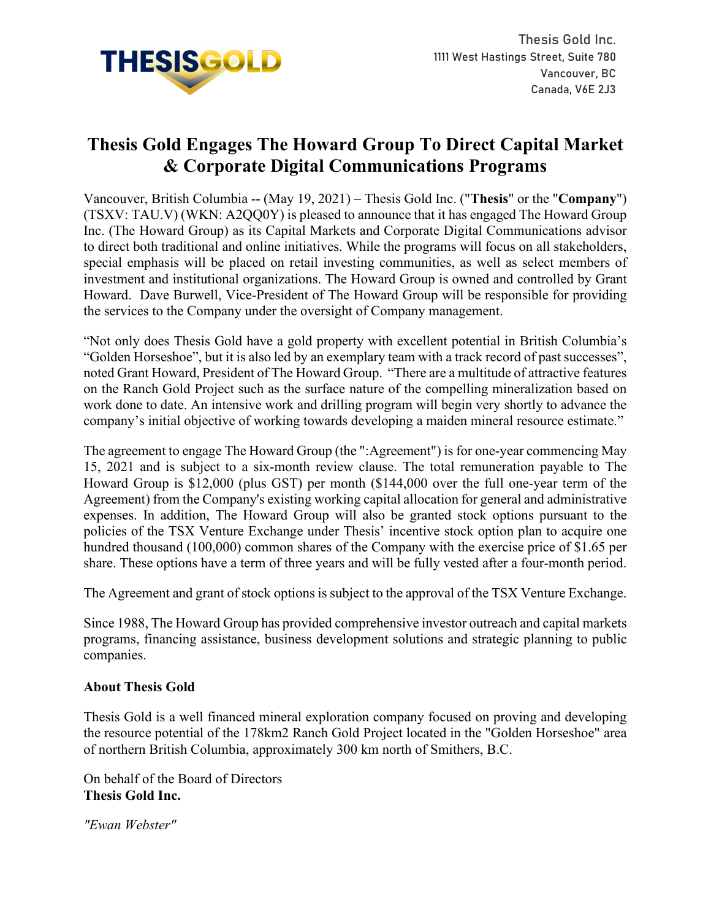THESISGOLD

Thesis Gold Inc.
1111 West Hastings Street, Suite 780
Vancouver, BC
Canada, V6E 2J3

# Thesis Gold Engages The Howard Group To Direct Capital Market & Corporate Digital Communications Programs

Vancouver, British Columbia -- (May 19, 2021) – Thesis Gold Inc. ("**Thesis**" or the "**Company**") (TSXV: TAU.V) (WKN: A2QQ0Y) is pleased to announce that it has engaged The Howard Group Inc. (The Howard Group) as its Capital Markets and Corporate Digital Communications advisor to direct both traditional and online initiatives. While the programs will focus on all stakeholders, special emphasis will be placed on retail investing communities, as well as select members of investment and institutional organizations. The Howard Group is owned and controlled by Grant Howard. Dave Burwell, Vice-President of The Howard Group will be responsible for providing the services to the Company under the oversight of Company management.

"Not only does Thesis Gold have a gold property with excellent potential in British Columbia's "Golden Horseshoe", but it is also led by an exemplary team with a track record of past successes", noted Grant Howard, President of The Howard Group. "There are a multitude of attractive features on the Ranch Gold Project such as the surface nature of the compelling mineralization based on work done to date. An intensive work and drilling program will begin very shortly to advance the company's initial objective of working towards developing a maiden mineral resource estimate."

The agreement to engage The Howard Group (the ":Agreement") is for one-year commencing May 15, 2021 and is subject to a six-month review clause. The total remuneration payable to The Howard Group is $12,000 (plus GST) per month ($144,000 over the full one-year term of the Agreement) from the Company's existing working capital allocation for general and administrative expenses. In addition, The Howard Group will also be granted stock options pursuant to the policies of the TSX Venture Exchange under Thesis' incentive stock option plan to acquire one hundred thousand (100,000) common shares of the Company with the exercise price of $1.65 per share. These options have a term of three years and will be fully vested after a four-month period.

The Agreement and grant of stock options is subject to the approval of the TSX Venture Exchange.

Since 1988, The Howard Group has provided comprehensive investor outreach and capital markets programs, financing assistance, business development solutions and strategic planning to public companies.

**About Thesis Gold**

Thesis Gold is a well financed mineral exploration company focused on proving and developing the resource potential of the 178km2 Ranch Gold Project located in the "Golden Horseshoe" area of northern British Columbia, approximately 300 km north of Smithers, B.C.

On behalf of the Board of Directors
**Thesis Gold Inc.**

*"Ewan Webster"*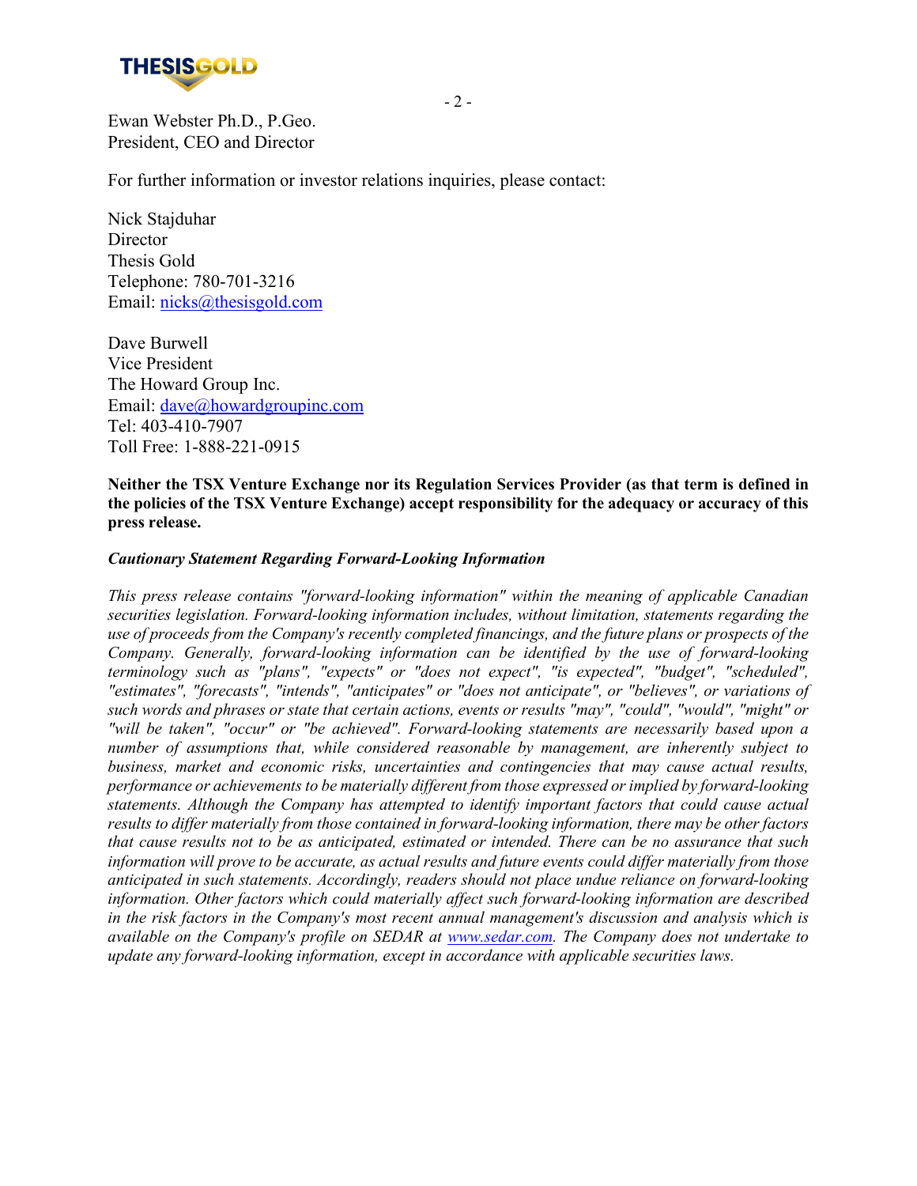Ewan Webster Ph.D., P.Geo.
President, CEO and Director

For further information or investor relations inquiries, please contact:

Nick Stajduhar
Director
Thesis Gold
Telephone: 780-701-3216
Email: nicks@thesisgold.com

Dave Burwell
Vice President
The Howard Group Inc.
Email: dave@howardgroupinc.com
Tel: 403-410-7907
Toll Free: 1-888-221-0915

**Neither the TSX Venture Exchange nor its Regulation Services Provider (as that term is defined in the policies of the TSX Venture Exchange) accept responsibility for the adequacy or accuracy of this press release.**

***Cautionary Statement Regarding Forward-Looking Information***

*This press release contains "forward-looking information" within the meaning of applicable Canadian securities legislation. Forward-looking information includes, without limitation, statements regarding the use of proceeds from the Company's recently completed financings, and the future plans or prospects of the Company. Generally, forward-looking information can be identified by the use of forward-looking terminology such as "plans", "expects" or "does not expect", "is expected", "budget", "scheduled", "estimates", "forecasts", "intends", "anticipates" or "does not anticipate", or "believes", or variations of such words and phrases or state that certain actions, events or results "may", "could", "would", "might" or "will be taken", "occur" or "be achieved". Forward-looking statements are necessarily based upon a number of assumptions that, while considered reasonable by management, are inherently subject to business, market and economic risks, uncertainties and contingencies that may cause actual results, performance or achievements to be materially different from those expressed or implied by forward-looking statements. Although the Company has attempted to identify important factors that could cause actual results to differ materially from those contained in forward-looking information, there may be other factors that cause results not to be as anticipated, estimated or intended. There can be no assurance that such information will prove to be accurate, as actual results and future events could differ materially from those anticipated in such statements. Accordingly, readers should not place undue reliance on forward-looking information. Other factors which could materially affect such forward-looking information are described in the risk factors in the Company's most recent annual management's discussion and analysis which is available on the Company's profile on SEDAR at www.sedar.com. The Company does not undertake to update any forward-looking information, except in accordance with applicable securities laws.*